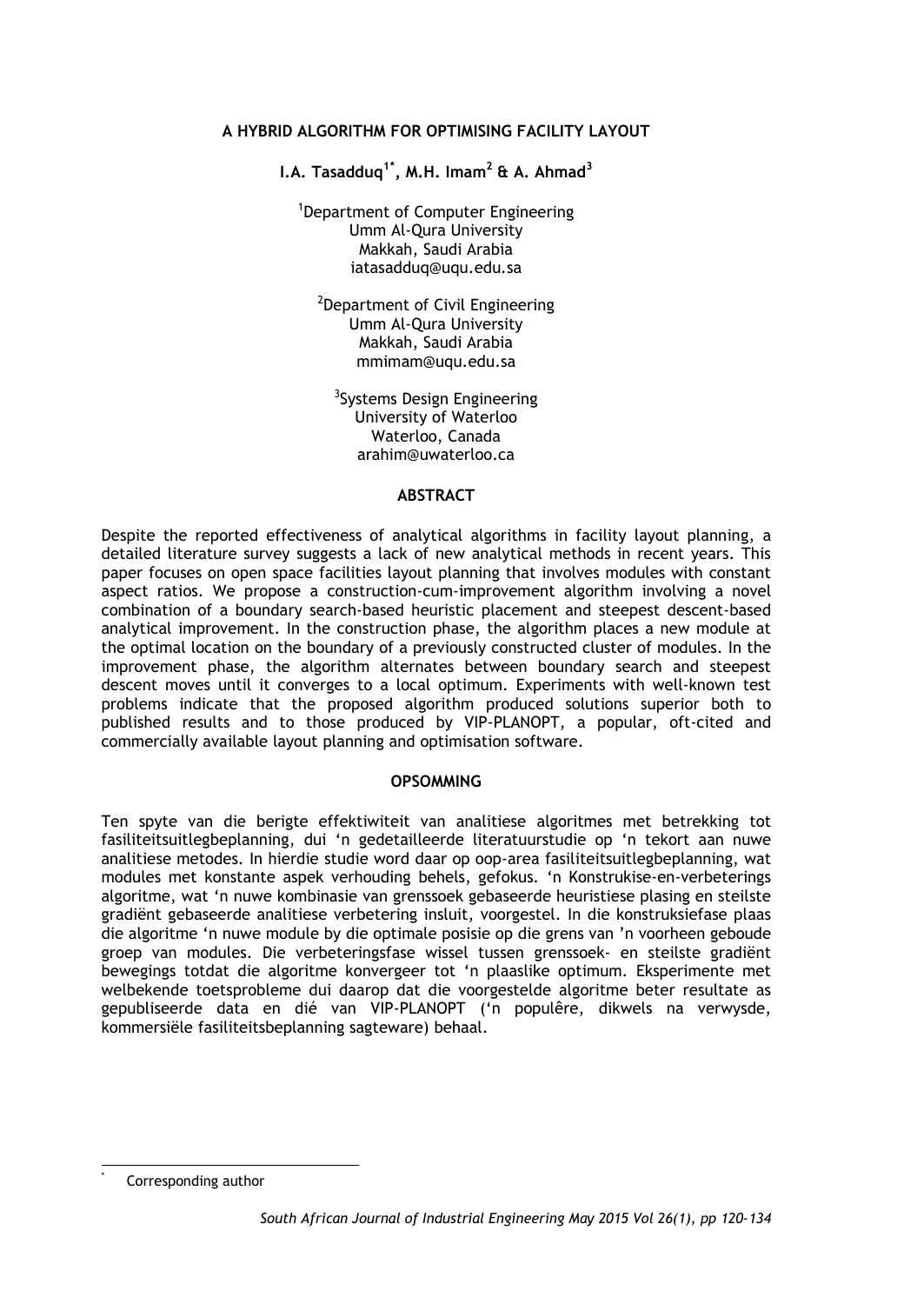# A HYBRID ALGORITHM FOR OPTIMISING FACILITY LAYOUT

**I.A. Tasadduq[1*], M.H. Imam[2] & A. Ahmad[3]**

[1]Department of Computer Engineering
Umm Al-Qura University
Makkah, Saudi Arabia
iatasadduq@uqu.edu.sa

[2]Department of Civil Engineering
Umm Al-Qura University
Makkah, Saudi Arabia
mmimam@uqu.edu.sa

[3]Systems Design Engineering
University of Waterloo
Waterloo, Canada
arahim@uwaterloo.ca

## ABSTRACT

Despite the reported effectiveness of analytical algorithms in facility layout planning, a detailed literature survey suggests a lack of new analytical methods in recent years. This paper focuses on open space facilities layout planning that involves modules with constant aspect ratios. We propose a construction-cum-improvement algorithm involving a novel combination of a boundary search-based heuristic placement and steepest descent-based analytical improvement. In the construction phase, the algorithm places a new module at the optimal location on the boundary of a previously constructed cluster of modules. In the improvement phase, the algorithm alternates between boundary search and steepest descent moves until it converges to a local optimum. Experiments with well-known test problems indicate that the proposed algorithm produced solutions superior both to published results and to those produced by VIP-PLANOPT, a popular, oft-cited and commercially available layout planning and optimisation software.

## OPSOMMING

Ten spyte van die berigte effektiwiteit van analitiese algoritmes met betrekking tot fasiliteitsuitlegbeplanning, dui 'n gedetailleerde literatuurstudie op 'n tekort aan nuwe analitiese metodes. In hierdie studie word daar op oop-area fasiliteitsuitlegbeplanning, wat modules met konstante aspek verhouding behels, gefokus. 'n Konstrukise-en-verbeterings algoritme, wat 'n nuwe kombinasie van grenssoek gebaseerde heuristiese plasing en steilste gradiënt gebaseerde analitiese verbetering insluit, voorgestel. In die konstruksiefase plaas die algoritme 'n nuwe module by die optimale posisie op die grens van 'n voorheen geboude groep van modules. Die verbeteringsfase wissel tussen grenssoek- en steilste gradiënt bewegings totdat die algoritme konvergeer tot 'n plaaslike optimum. Eksperimente met welbekende toetsprobleme dui daarop dat die voorgestelde algoritme beter resultate as gepubliseerde data en dié van VIP-PLANOPT ('n populêre, dikwels na verwysde, kommersiële fasiliteitsbeplanning sagteware) behaal.

---

[*] Corresponding author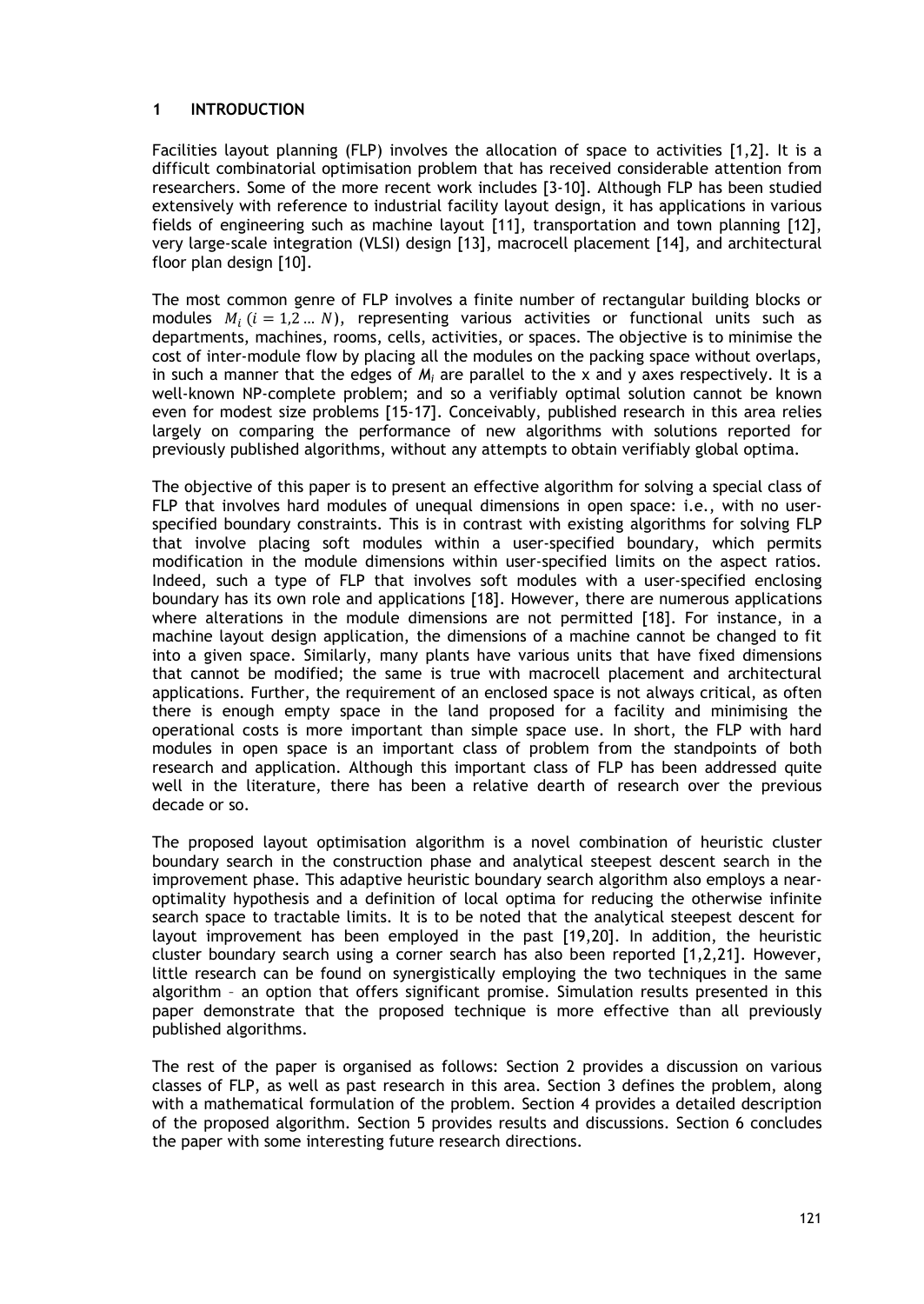# 1 INTRODUCTION

Facilities layout planning (FLP) involves the allocation of space to activities [1,2]. It is a difficult combinatorial optimisation problem that has received considerable attention from researchers. Some of the more recent work includes [3-10]. Although FLP has been studied extensively with reference to industrial facility layout design, it has applications in various fields of engineering such as machine layout [11], transportation and town planning [12], very large-scale integration (VLSI) design [13], macrocell placement [14], and architectural floor plan design [10].

The most common genre of FLP involves a finite number of rectangular building blocks or modules $M_i$ $(i = 1,2 \dots N)$, representing various activities or functional units such as departments, machines, rooms, cells, activities, or spaces. The objective is to minimise the cost of inter-module flow by placing all the modules on the packing space without overlaps, in such a manner that the edges of $M_i$ are parallel to the x and y axes respectively. It is a well-known NP-complete problem; and so a verifiably optimal solution cannot be known even for modest size problems [15-17]. Conceivably, published research in this area relies largely on comparing the performance of new algorithms with solutions reported for previously published algorithms, without any attempts to obtain verifiably global optima.

The objective of this paper is to present an effective algorithm for solving a special class of FLP that involves hard modules of unequal dimensions in open space: i.e., with no user-specified boundary constraints. This is in contrast with existing algorithms for solving FLP that involve placing soft modules within a user-specified boundary, which permits modification in the module dimensions within user-specified limits on the aspect ratios. Indeed, such a type of FLP that involves soft modules with a user-specified enclosing boundary has its own role and applications [18]. However, there are numerous applications where alterations in the module dimensions are not permitted [18]. For instance, in a machine layout design application, the dimensions of a machine cannot be changed to fit into a given space. Similarly, many plants have various units that have fixed dimensions that cannot be modified; the same is true with macrocell placement and architectural applications. Further, the requirement of an enclosed space is not always critical, as often there is enough empty space in the land proposed for a facility and minimising the operational costs is more important than simple space use. In short, the FLP with hard modules in open space is an important class of problem from the standpoints of both research and application. Although this important class of FLP has been addressed quite well in the literature, there has been a relative dearth of research over the previous decade or so.

The proposed layout optimisation algorithm is a novel combination of heuristic cluster boundary search in the construction phase and analytical steepest descent search in the improvement phase. This adaptive heuristic boundary search algorithm also employs a near-optimality hypothesis and a definition of local optima for reducing the otherwise infinite search space to tractable limits. It is to be noted that the analytical steepest descent for layout improvement has been employed in the past [19,20]. In addition, the heuristic cluster boundary search using a corner search has also been reported [1,2,21]. However, little research can be found on synergistically employing the two techniques in the same algorithm – an option that offers significant promise. Simulation results presented in this paper demonstrate that the proposed technique is more effective than all previously published algorithms.

The rest of the paper is organised as follows: Section 2 provides a discussion on various classes of FLP, as well as past research in this area. Section 3 defines the problem, along with a mathematical formulation of the problem. Section 4 provides a detailed description of the proposed algorithm. Section 5 provides results and discussions. Section 6 concludes the paper with some interesting future research directions.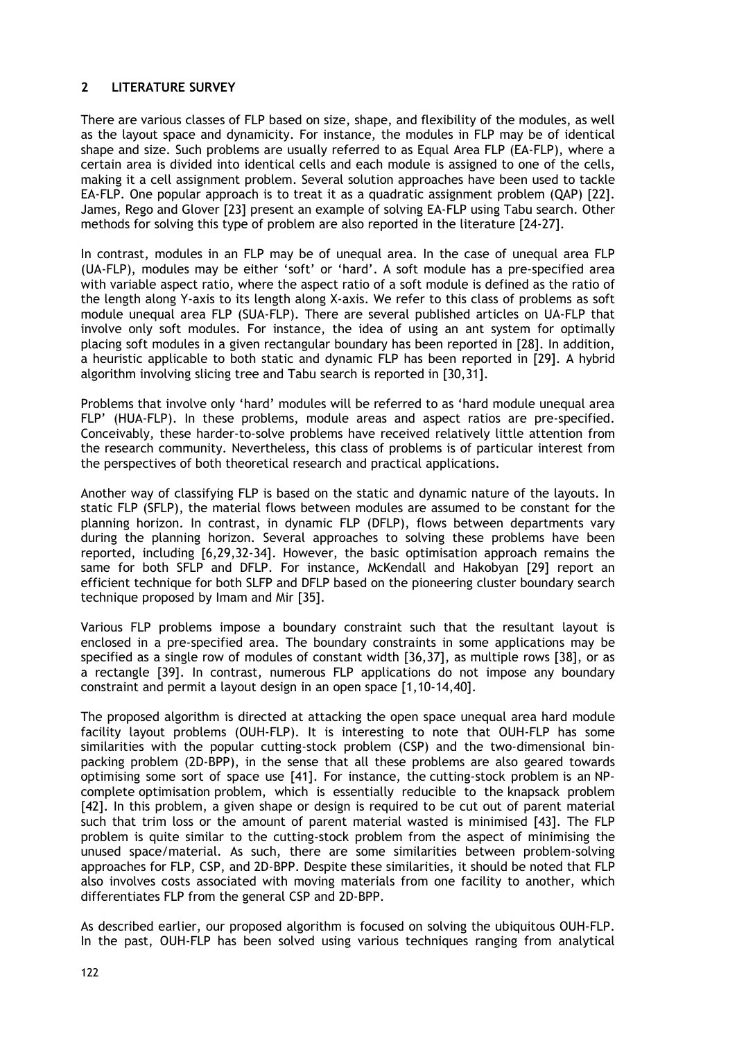## 2 LITERATURE SURVEY

There are various classes of FLP based on size, shape, and flexibility of the modules, as well as the layout space and dynamicity. For instance, the modules in FLP may be of identical shape and size. Such problems are usually referred to as Equal Area FLP (EA-FLP), where a certain area is divided into identical cells and each module is assigned to one of the cells, making it a cell assignment problem. Several solution approaches have been used to tackle EA-FLP. One popular approach is to treat it as a quadratic assignment problem (QAP) [22]. James, Rego and Glover [23] present an example of solving EA-FLP using Tabu search. Other methods for solving this type of problem are also reported in the literature [24-27].

In contrast, modules in an FLP may be of unequal area. In the case of unequal area FLP (UA-FLP), modules may be either 'soft' or 'hard'. A soft module has a pre-specified area with variable aspect ratio, where the aspect ratio of a soft module is defined as the ratio of the length along Y-axis to its length along X-axis. We refer to this class of problems as soft module unequal area FLP (SUA-FLP). There are several published articles on UA-FLP that involve only soft modules. For instance, the idea of using an ant system for optimally placing soft modules in a given rectangular boundary has been reported in [28]. In addition, a heuristic applicable to both static and dynamic FLP has been reported in [29]. A hybrid algorithm involving slicing tree and Tabu search is reported in [30,31].

Problems that involve only 'hard' modules will be referred to as 'hard module unequal area FLP' (HUA-FLP). In these problems, module areas and aspect ratios are pre-specified. Conceivably, these harder-to-solve problems have received relatively little attention from the research community. Nevertheless, this class of problems is of particular interest from the perspectives of both theoretical research and practical applications.

Another way of classifying FLP is based on the static and dynamic nature of the layouts. In static FLP (SFLP), the material flows between modules are assumed to be constant for the planning horizon. In contrast, in dynamic FLP (DFLP), flows between departments vary during the planning horizon. Several approaches to solving these problems have been reported, including [6,29,32-34]. However, the basic optimisation approach remains the same for both SFLP and DFLP. For instance, McKendall and Hakobyan [29] report an efficient technique for both SLFP and DFLP based on the pioneering cluster boundary search technique proposed by Imam and Mir [35].

Various FLP problems impose a boundary constraint such that the resultant layout is enclosed in a pre-specified area. The boundary constraints in some applications may be specified as a single row of modules of constant width [36,37], as multiple rows [38], or as a rectangle [39]. In contrast, numerous FLP applications do not impose any boundary constraint and permit a layout design in an open space [1,10-14,40].

The proposed algorithm is directed at attacking the open space unequal area hard module facility layout problems (OUH-FLP). It is interesting to note that OUH-FLP has some similarities with the popular cutting-stock problem (CSP) and the two-dimensional bin-packing problem (2D-BPP), in the sense that all these problems are also geared towards optimising some sort of space use [41]. For instance, the cutting-stock problem is an NP-complete optimisation problem, which is essentially reducible to the knapsack problem [42]. In this problem, a given shape or design is required to be cut out of parent material such that trim loss or the amount of parent material wasted is minimised [43]. The FLP problem is quite similar to the cutting-stock problem from the aspect of minimising the unused space/material. As such, there are some similarities between problem-solving approaches for FLP, CSP, and 2D-BPP. Despite these similarities, it should be noted that FLP also involves costs associated with moving materials from one facility to another, which differentiates FLP from the general CSP and 2D-BPP.

As described earlier, our proposed algorithm is focused on solving the ubiquitous OUH-FLP. In the past, OUH-FLP has been solved using various techniques ranging from analytical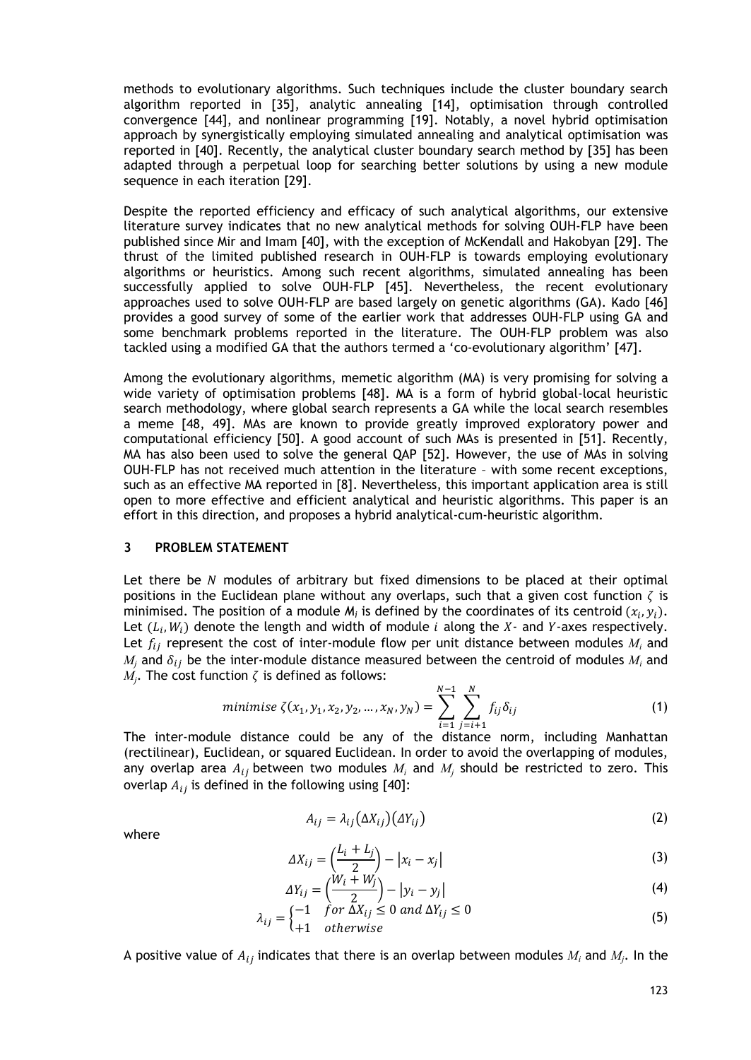methods to evolutionary algorithms. Such techniques include the cluster boundary search algorithm reported in [35], analytic annealing [14], optimisation through controlled convergence [44], and nonlinear programming [19]. Notably, a novel hybrid optimisation approach by synergistically employing simulated annealing and analytical optimisation was reported in [40]. Recently, the analytical cluster boundary search method by [35] has been adapted through a perpetual loop for searching better solutions by using a new module sequence in each iteration [29].

Despite the reported efficiency and efficacy of such analytical algorithms, our extensive literature survey indicates that no new analytical methods for solving OUH-FLP have been published since Mir and Imam [40], with the exception of McKendall and Hakobyan [29]. The thrust of the limited published research in OUH-FLP is towards employing evolutionary algorithms or heuristics. Among such recent algorithms, simulated annealing has been successfully applied to solve OUH-FLP [45]. Nevertheless, the recent evolutionary approaches used to solve OUH-FLP are based largely on genetic algorithms (GA). Kado [46] provides a good survey of some of the earlier work that addresses OUH-FLP using GA and some benchmark problems reported in the literature. The OUH-FLP problem was also tackled using a modified GA that the authors termed a 'co-evolutionary algorithm' [47].

Among the evolutionary algorithms, memetic algorithm (MA) is very promising for solving a wide variety of optimisation problems [48]. MA is a form of hybrid global-local heuristic search methodology, where global search represents a GA while the local search resembles a meme [48, 49]. MAs are known to provide greatly improved exploratory power and computational efficiency [50]. A good account of such MAs is presented in [51]. Recently, MA has also been used to solve the general QAP [52]. However, the use of MAs in solving OUH-FLP has not received much attention in the literature – with some recent exceptions, such as an effective MA reported in [8]. Nevertheless, this important application area is still open to more effective and efficient analytical and heuristic algorithms. This paper is an effort in this direction, and proposes a hybrid analytical-cum-heuristic algorithm.

## 3 PROBLEM STATEMENT

Let there be $N$ modules of arbitrary but fixed dimensions to be placed at their optimal positions in the Euclidean plane without any overlaps, such that a given cost function $\zeta$ is minimised. The position of a module $M_i$ is defined by the coordinates of its centroid $(x_i, y_i)$. Let $(L_i, W_i)$ denote the length and width of module $i$ along the $X$- and $Y$-axes respectively. Let $f_{ij}$ represent the cost of inter-module flow per unit distance between modules $M_i$ and $M_j$ and $\delta_{ij}$ be the inter-module distance measured between the centroid of modules $M_i$ and $M_j$. The cost function $\zeta$ is defined as follows:

$$minimise\ \zeta(x_1, y_1, x_2, y_2, \ldots, x_N, y_N) = \sum_{i=1}^{N-1} \sum_{j=i+1}^{N} f_{ij}\delta_{ij} \tag{1}$$

The inter-module distance could be any of the distance norm, including Manhattan (rectilinear), Euclidean, or squared Euclidean. In order to avoid the overlapping of modules, any overlap area $A_{ij}$ between two modules $M_i$ and $M_j$ should be restricted to zero. This overlap $A_{ij}$ is defined in the following using [40]:

$$A_{ij} = \lambda_{ij}(\Delta X_{ij})(\Delta Y_{ij}) \tag{2}$$

where

$$\Delta X_{ij} = \left(\frac{L_i + L_j}{2}\right) - |x_i - x_j| \tag{3}$$

$$\Delta Y_{ij} = \left(\frac{W_i + W_j}{2}\right) - |y_i - y_j| \tag{4}$$

$$\lambda_{ij} = \begin{cases} -1 & for\ \Delta X_{ij} \leq 0\ and\ \Delta Y_{ij} \leq 0 \\ +1 & otherwise \end{cases} \tag{5}$$

A positive value of $A_{ij}$ indicates that there is an overlap between modules $M_i$ and $M_j$. In the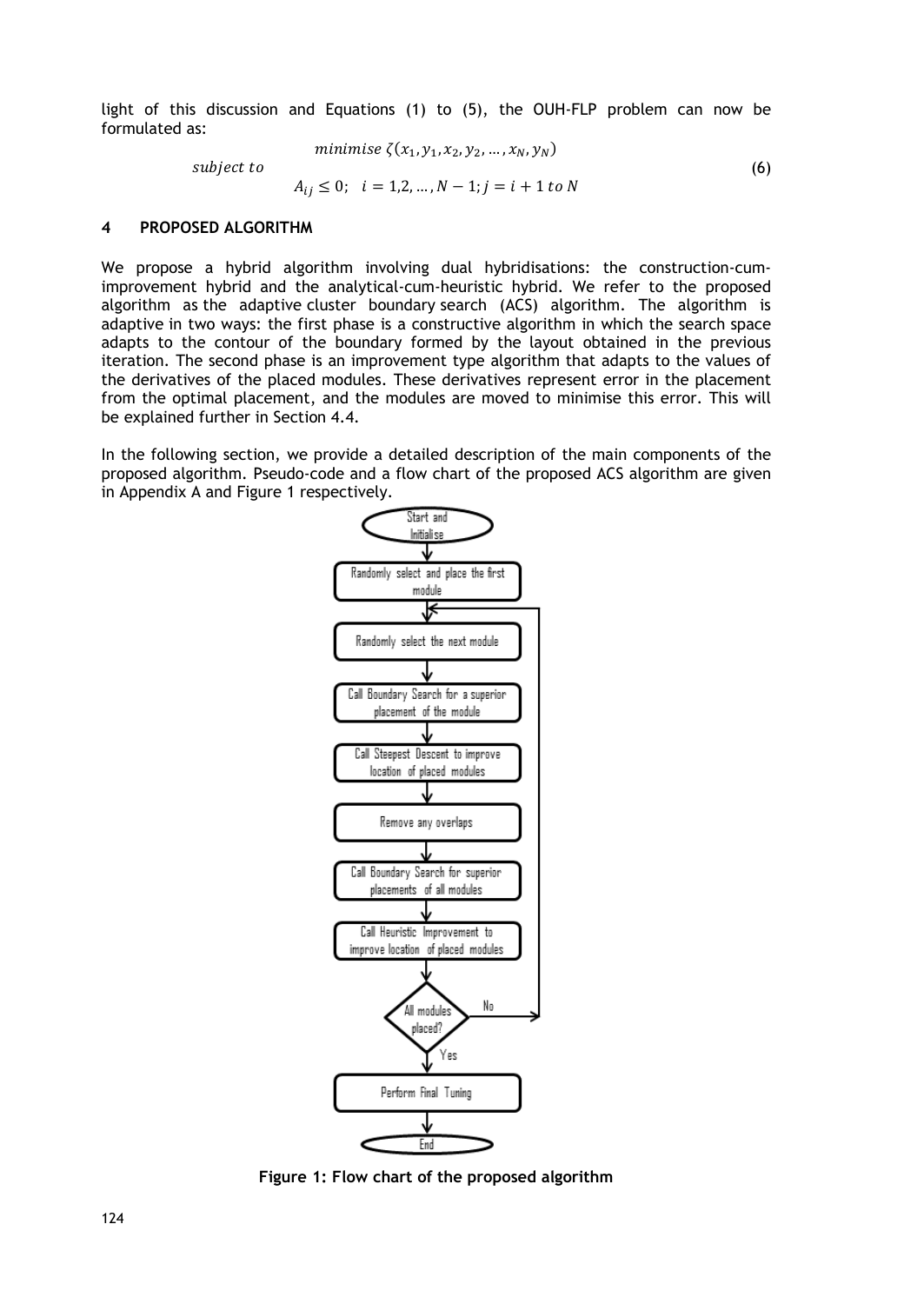light of this discussion and Equations (1) to (5), the OUH-FLP problem can now be formulated as:

$$
\begin{aligned}
& minimise\ \zeta(x_1, y_1, x_2, y_2, \ldots, x_N, y_N) \\
& subject\ to \\
& A_{ij} \leq 0; \quad i = 1,2, \ldots, N-1; j = i+1\ to\ N
\end{aligned}
\tag{6}
$$

## 4 PROPOSED ALGORITHM

We propose a hybrid algorithm involving dual hybridisations: the construction-cum-improvement hybrid and the analytical-cum-heuristic hybrid. We refer to the proposed algorithm as the adaptive cluster boundary search (ACS) algorithm. The algorithm is adaptive in two ways: the first phase is a constructive algorithm in which the search space adapts to the contour of the boundary formed by the layout obtained in the previous iteration. The second phase is an improvement type algorithm that adapts to the values of the derivatives of the placed modules. These derivatives represent error in the placement from the optimal placement, and the modules are moved to minimise this error. This will be explained further in Section 4.4.

In the following section, we provide a detailed description of the main components of the proposed algorithm. Pseudo-code and a flow chart of the proposed ACS algorithm are given in Appendix A and Figure 1 respectively.

Start and Initialise → Randomly select and place the first module → Randomly select the next module → Call Boundary Search for a superior placement of the module → Call Steepest Descent to improve location of placed modules → Remove any overlaps → Call Boundary Search for superior placements of all modules → Call Heuristic Improvement to improve location of placed modules → All modules placed? (No: return to "Randomly select the next module"; Yes: continue) → Perform Final Tuning → End

**Figure 1: Flow chart of the proposed algorithm**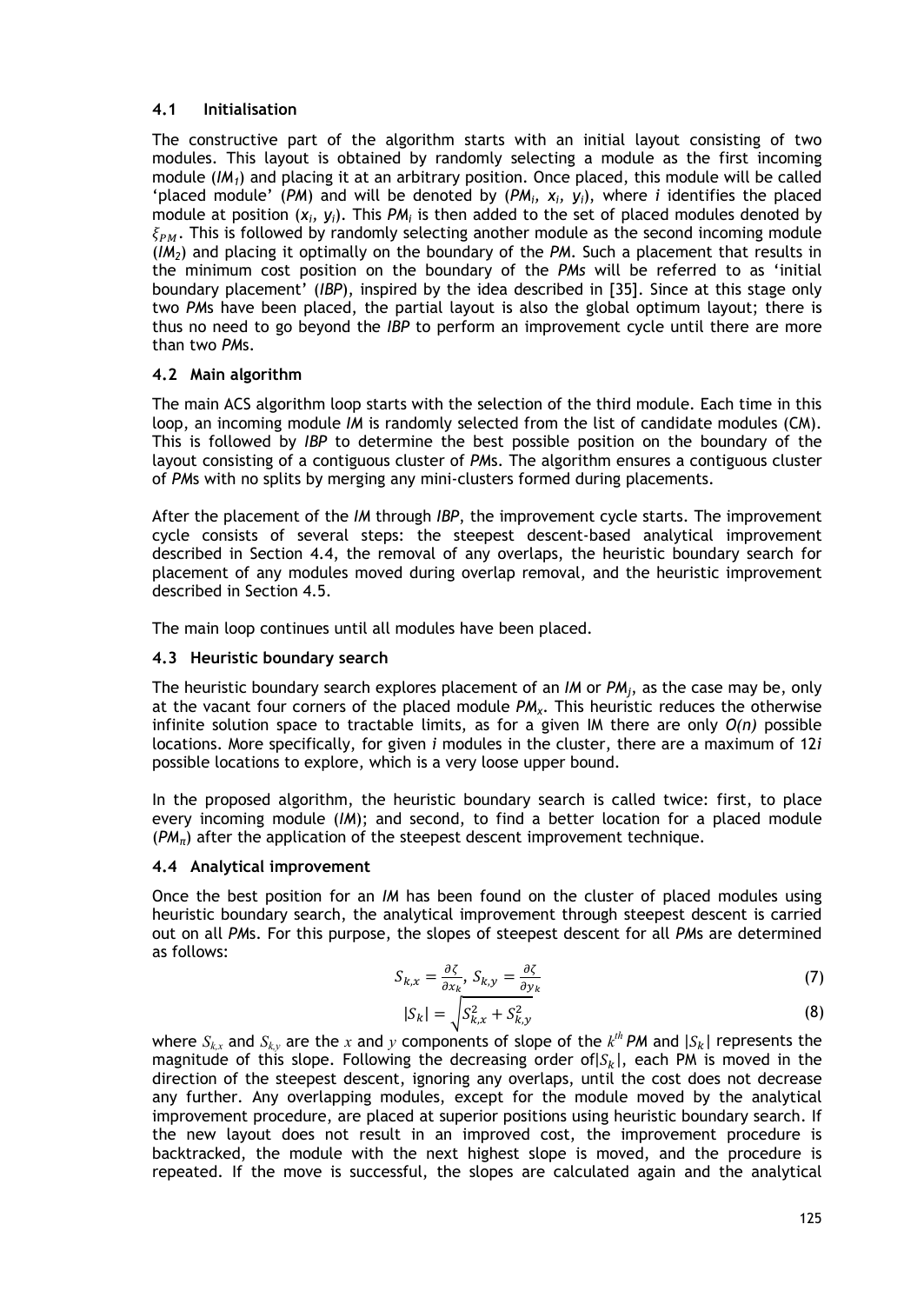### 4.1 Initialisation

The constructive part of the algorithm starts with an initial layout consisting of two modules. This layout is obtained by randomly selecting a module as the first incoming module (*$IM_1$*) and placing it at an arbitrary position. Once placed, this module will be called 'placed module' (*PM*) and will be denoted by (*$PM_i$, $x_i$, $y_i$*), where *i* identifies the placed module at position (*$x_i$, $y_i$*). This *$PM_i$* is then added to the set of placed modules denoted by $\xi_{PM}$. This is followed by randomly selecting another module as the second incoming module (*$IM_2$*) and placing it optimally on the boundary of the *PM*. Such a placement that results in the minimum cost position on the boundary of the *PMs* will be referred to as 'initial boundary placement' (*IBP*), inspired by the idea described in [35]. Since at this stage only two *PM*s have been placed, the partial layout is also the global optimum layout; there is thus no need to go beyond the *IBP* to perform an improvement cycle until there are more than two *PM*s.

### 4.2 Main algorithm

The main ACS algorithm loop starts with the selection of the third module. Each time in this loop, an incoming module *IM* is randomly selected from the list of candidate modules (CM). This is followed by *IBP* to determine the best possible position on the boundary of the layout consisting of a contiguous cluster of *PM*s. The algorithm ensures a contiguous cluster of *PM*s with no splits by merging any mini-clusters formed during placements.

After the placement of the *IM* through *IBP*, the improvement cycle starts. The improvement cycle consists of several steps: the steepest descent-based analytical improvement described in Section 4.4, the removal of any overlaps, the heuristic boundary search for placement of any modules moved during overlap removal, and the heuristic improvement described in Section 4.5.

The main loop continues until all modules have been placed.

### 4.3 Heuristic boundary search

The heuristic boundary search explores placement of an *IM* or *$PM_j$*, as the case may be, only at the vacant four corners of the placed module *$PM_x$*. This heuristic reduces the otherwise infinite solution space to tractable limits, as for a given IM there are only *O(n)* possible locations. More specifically, for given *i* modules in the cluster, there are a maximum of 12*i* possible locations to explore, which is a very loose upper bound.

In the proposed algorithm, the heuristic boundary search is called twice: first, to place every incoming module (*IM*); and second, to find a better location for a placed module (*$PM_\pi$*) after the application of the steepest descent improvement technique.

### 4.4 Analytical improvement

Once the best position for an *IM* has been found on the cluster of placed modules using heuristic boundary search, the analytical improvement through steepest descent is carried out on all *PM*s. For this purpose, the slopes of steepest descent for all *PM*s are determined as follows:

$$S_{k,x} = \frac{\partial \zeta}{\partial x_k},\ S_{k,y} = \frac{\partial \zeta}{\partial y_k} \tag{7}$$

$$|S_k| = \sqrt{S_{k,x}^2 + S_{k,y}^2} \tag{8}$$

where $S_{k,x}$ and $S_{k,y}$ are the $x$ and $y$ components of slope of the $k^{th}$ *PM* and $|S_k|$ represents the magnitude of this slope. Following the decreasing order of $|S_k|$, each PM is moved in the direction of the steepest descent, ignoring any overlaps, until the cost does not decrease any further. Any overlapping modules, except for the module moved by the analytical improvement procedure, are placed at superior positions using heuristic boundary search. If the new layout does not result in an improved cost, the improvement procedure is backtracked, the module with the next highest slope is moved, and the procedure is repeated. If the move is successful, the slopes are calculated again and the analytical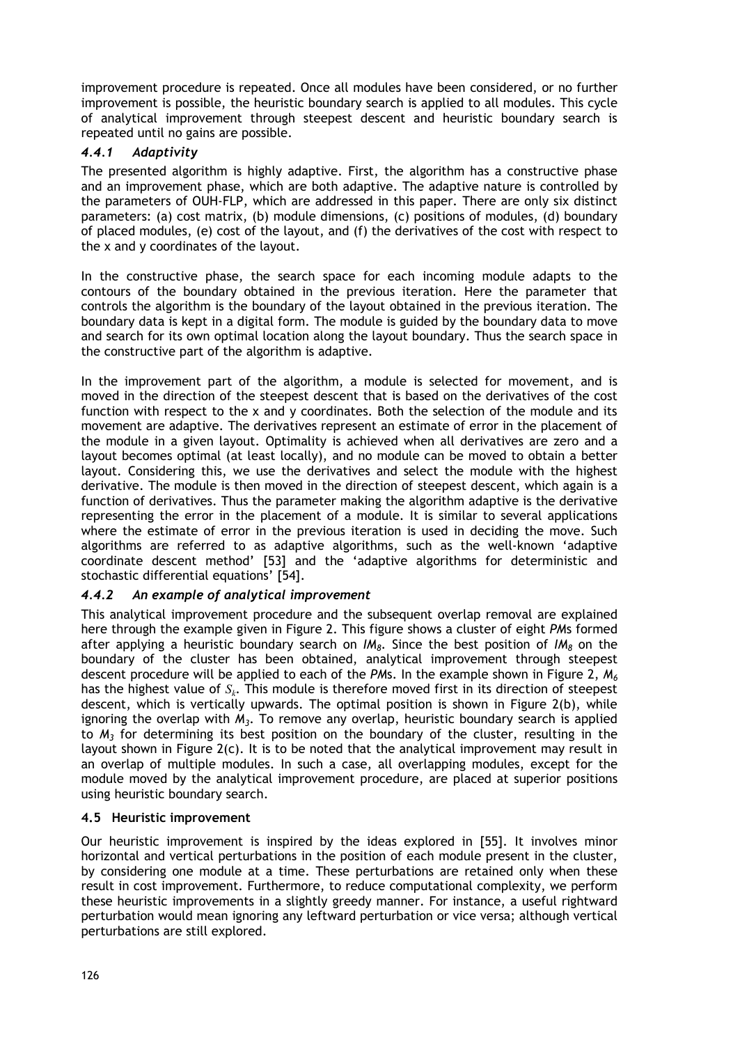improvement procedure is repeated. Once all modules have been considered, or no further improvement is possible, the heuristic boundary search is applied to all modules. This cycle of analytical improvement through steepest descent and heuristic boundary search is repeated until no gains are possible.

#### *4.4.1 Adaptivity*

The presented algorithm is highly adaptive. First, the algorithm has a constructive phase and an improvement phase, which are both adaptive. The adaptive nature is controlled by the parameters of OUH-FLP, which are addressed in this paper. There are only six distinct parameters: (a) cost matrix, (b) module dimensions, (c) positions of modules, (d) boundary of placed modules, (e) cost of the layout, and (f) the derivatives of the cost with respect to the x and y coordinates of the layout.

In the constructive phase, the search space for each incoming module adapts to the contours of the boundary obtained in the previous iteration. Here the parameter that controls the algorithm is the boundary of the layout obtained in the previous iteration. The boundary data is kept in a digital form. The module is guided by the boundary data to move and search for its own optimal location along the layout boundary. Thus the search space in the constructive part of the algorithm is adaptive.

In the improvement part of the algorithm, a module is selected for movement, and is moved in the direction of the steepest descent that is based on the derivatives of the cost function with respect to the x and y coordinates. Both the selection of the module and its movement are adaptive. The derivatives represent an estimate of error in the placement of the module in a given layout. Optimality is achieved when all derivatives are zero and a layout becomes optimal (at least locally), and no module can be moved to obtain a better layout. Considering this, we use the derivatives and select the module with the highest derivative. The module is then moved in the direction of steepest descent, which again is a function of derivatives. Thus the parameter making the algorithm adaptive is the derivative representing the error in the placement of a module. It is similar to several applications where the estimate of error in the previous iteration is used in deciding the move. Such algorithms are referred to as adaptive algorithms, such as the well-known 'adaptive coordinate descent method' [53] and the 'adaptive algorithms for deterministic and stochastic differential equations' [54].

#### *4.4.2 An example of analytical improvement*

This analytical improvement procedure and the subsequent overlap removal are explained here through the example given in Figure 2. This figure shows a cluster of eight *PM*s formed after applying a heuristic boundary search on $IM_8$. Since the best position of $IM_8$ on the boundary of the cluster has been obtained, analytical improvement through steepest descent procedure will be applied to each of the *PM*s. In the example shown in Figure 2, $M_6$ has the highest value of $S_k$. This module is therefore moved first in its direction of steepest descent, which is vertically upwards. The optimal position is shown in Figure 2(b), while ignoring the overlap with $M_3$. To remove any overlap, heuristic boundary search is applied to $M_3$ for determining its best position on the boundary of the cluster, resulting in the layout shown in Figure 2(c). It is to be noted that the analytical improvement may result in an overlap of multiple modules. In such a case, all overlapping modules, except for the module moved by the analytical improvement procedure, are placed at superior positions using heuristic boundary search.

### 4.5 Heuristic improvement

Our heuristic improvement is inspired by the ideas explored in [55]. It involves minor horizontal and vertical perturbations in the position of each module present in the cluster, by considering one module at a time. These perturbations are retained only when these result in cost improvement. Furthermore, to reduce computational complexity, we perform these heuristic improvements in a slightly greedy manner. For instance, a useful rightward perturbation would mean ignoring any leftward perturbation or vice versa; although vertical perturbations are still explored.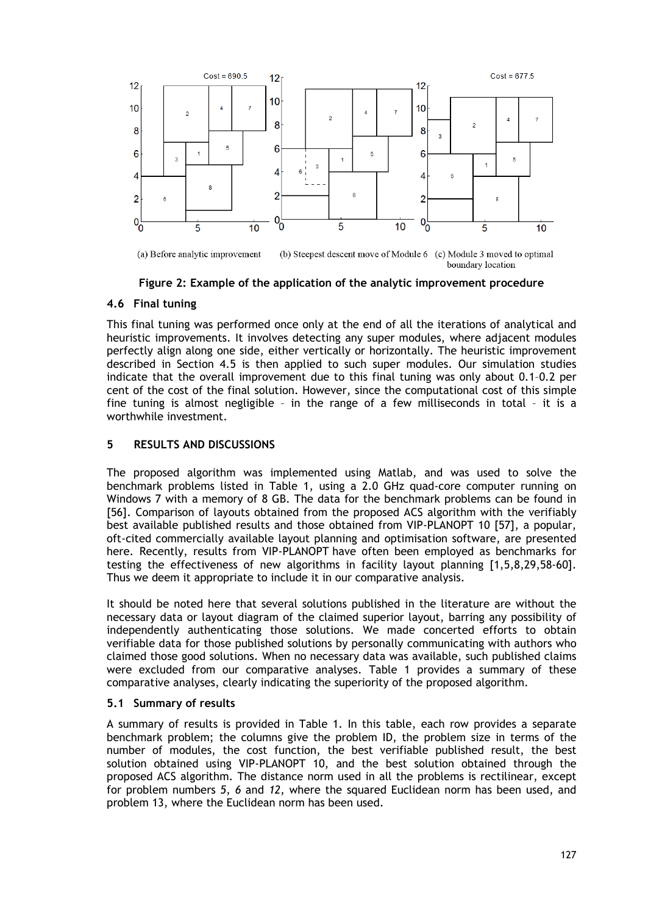(a) Before analytic improvement (b) Steepest descent move of Module 6 (c) Module 3 moved to optimal boundary location

**Figure 2: Example of the application of the analytic improvement procedure**

### 4.6 Final tuning

This final tuning was performed once only at the end of all the iterations of analytical and heuristic improvements. It involves detecting any super modules, where adjacent modules perfectly align along one side, either vertically or horizontally. The heuristic improvement described in Section 4.5 is then applied to such super modules. Our simulation studies indicate that the overall improvement due to this final tuning was only about 0.1–0.2 per cent of the cost of the final solution. However, since the computational cost of this simple fine tuning is almost negligible – in the range of a few milliseconds in total – it is a worthwhile investment.

## 5 RESULTS AND DISCUSSIONS

The proposed algorithm was implemented using Matlab, and was used to solve the benchmark problems listed in Table 1, using a 2.0 GHz quad-core computer running on Windows 7 with a memory of 8 GB. The data for the benchmark problems can be found in [56]. Comparison of layouts obtained from the proposed ACS algorithm with the verifiably best available published results and those obtained from VIP-PLANOPT 10 [57], a popular, oft-cited commercially available layout planning and optimisation software, are presented here. Recently, results from VIP-PLANOPT have often been employed as benchmarks for testing the effectiveness of new algorithms in facility layout planning [1,5,8,29,58-60]. Thus we deem it appropriate to include it in our comparative analysis.

It should be noted here that several solutions published in the literature are without the necessary data or layout diagram of the claimed superior layout, barring any possibility of independently authenticating those solutions. We made concerted efforts to obtain verifiable data for those published solutions by personally communicating with authors who claimed those good solutions. When no necessary data was available, such published claims were excluded from our comparative analyses. Table 1 provides a summary of these comparative analyses, clearly indicating the superiority of the proposed algorithm.

### 5.1 Summary of results

A summary of results is provided in Table 1. In this table, each row provides a separate benchmark problem; the columns give the problem ID, the problem size in terms of the number of modules, the cost function, the best verifiable published result, the best solution obtained using VIP-PLANOPT 10, and the best solution obtained through the proposed ACS algorithm. The distance norm used in all the problems is rectilinear, except for problem numbers *5*, *6* and *12*, where the squared Euclidean norm has been used, and problem 13, where the Euclidean norm has been used.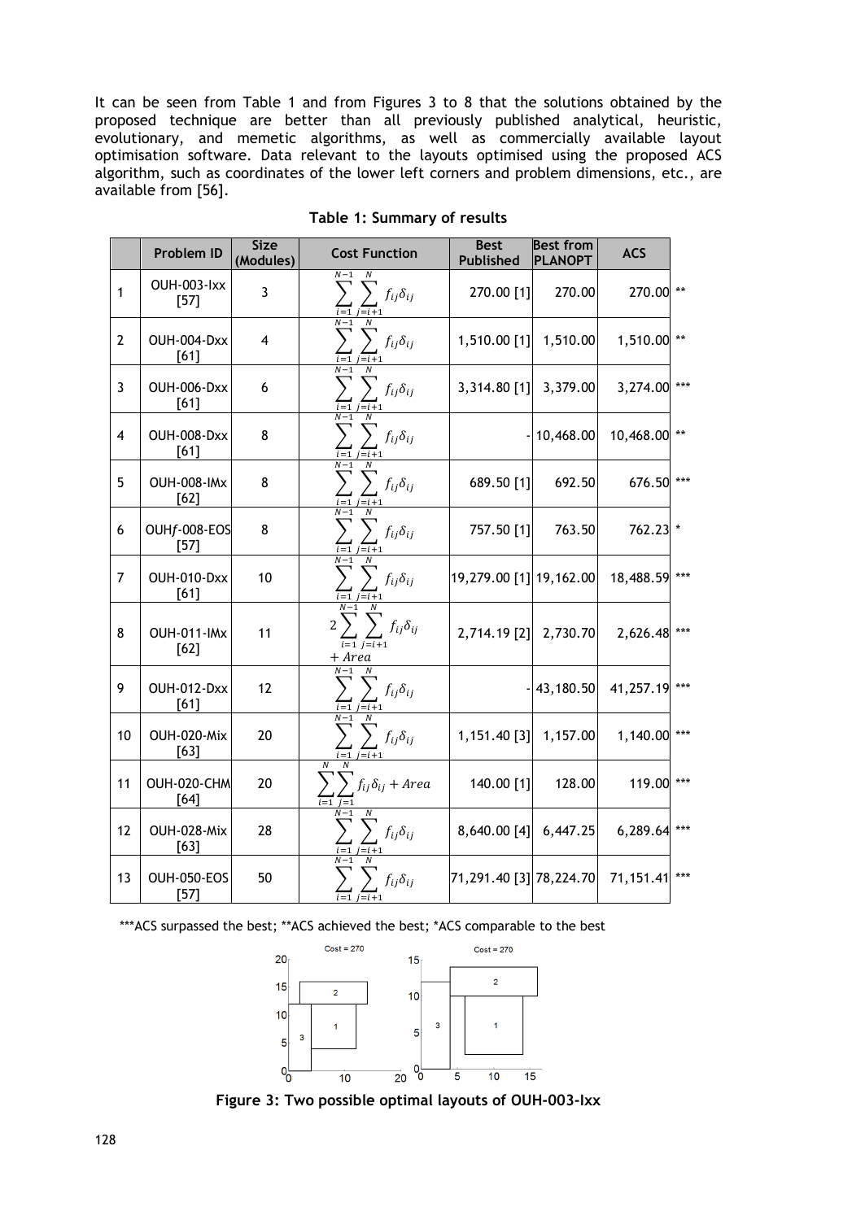It can be seen from Table 1 and from Figures 3 to 8 that the solutions obtained by the proposed technique are better than all previously published analytical, heuristic, evolutionary, and memetic algorithms, as well as commercially available layout optimisation software. Data relevant to the layouts optimised using the proposed ACS algorithm, such as coordinates of the lower left corners and problem dimensions, etc., are available from [56].

**Table 1: Summary of results**

| | Problem ID | Size (Modules) | Cost Function | Best Published | Best from PLANOPT | ACS | |
|---|---|---|---|---|---|---|---|
| 1 | OUH-003-Ixx [57] | 3 | $\sum_{i=1}^{N-1}\sum_{j=i+1}^{N} f_{ij}\delta_{ij}$ | 270.00 [1] | 270.00 | 270.00 | ** |
| 2 | OUH-004-Dxx [61] | 4 | $\sum_{i=1}^{N-1}\sum_{j=i+1}^{N} f_{ij}\delta_{ij}$ | 1,510.00 [1] | 1,510.00 | 1,510.00 | ** |
| 3 | OUH-006-Dxx [61] | 6 | $\sum_{i=1}^{N-1}\sum_{j=i+1}^{N} f_{ij}\delta_{ij}$ | 3,314.80 [1] | 3,379.00 | 3,274.00 | *** |
| 4 | OUH-008-Dxx [61] | 8 | $\sum_{i=1}^{N-1}\sum_{j=i+1}^{N} f_{ij}\delta_{ij}$ | - | 10,468.00 | 10,468.00 | ** |
| 5 | OUH-008-IMx [62] | 8 | $\sum_{i=1}^{N-1}\sum_{j=i+1}^{N} f_{ij}\delta_{ij}$ | 689.50 [1] | 692.50 | 676.50 | *** |
| 6 | OUH*f*-008-EOS [57] | 8 | $\sum_{i=1}^{N-1}\sum_{j=i+1}^{N} f_{ij}\delta_{ij}$ | 757.50 [1] | 763.50 | 762.23 | * |
| 7 | OUH-010-Dxx [61] | 10 | $\sum_{i=1}^{N-1}\sum_{j=i+1}^{N} f_{ij}\delta_{ij}$ | 19,279.00 [1] | 19,162.00 | 18,488.59 | *** |
| 8 | OUH-011-IMx [62] | 11 | $2\sum_{i=1}^{N-1}\sum_{j=i+1}^{N} f_{ij}\delta_{ij} + Area$ | 2,714.19 [2] | 2,730.70 | 2,626.48 | *** |
| 9 | OUH-012-Dxx [61] | 12 | $\sum_{i=1}^{N-1}\sum_{j=i+1}^{N} f_{ij}\delta_{ij}$ | - | 43,180.50 | 41,257.19 | *** |
| 10 | OUH-020-Mix [63] | 20 | $\sum_{i=1}^{N-1}\sum_{j=i+1}^{N} f_{ij}\delta_{ij}$ | 1,151.40 [3] | 1,157.00 | 1,140.00 | *** |
| 11 | OUH-020-CHM [64] | 20 | $\sum_{i=1}^{N}\sum_{j=1}^{N} f_{ij}\delta_{ij} + Area$ | 140.00 [1] | 128.00 | 119.00 | *** |
| 12 | OUH-028-Mix [63] | 28 | $\sum_{i=1}^{N-1}\sum_{j=i+1}^{N} f_{ij}\delta_{ij}$ | 8,640.00 [4] | 6,447.25 | 6,289.64 | *** |
| 13 | OUH-050-EOS [57] | 50 | $\sum_{i=1}^{N-1}\sum_{j=i+1}^{N} f_{ij}\delta_{ij}$ | 71,291.40 [3] | 78,224.70 | 71,151.41 | *** |

***ACS surpassed the best; **ACS achieved the best; *ACS comparable to the best

**Figure 3: Two possible optimal layouts of OUH-003-Ixx**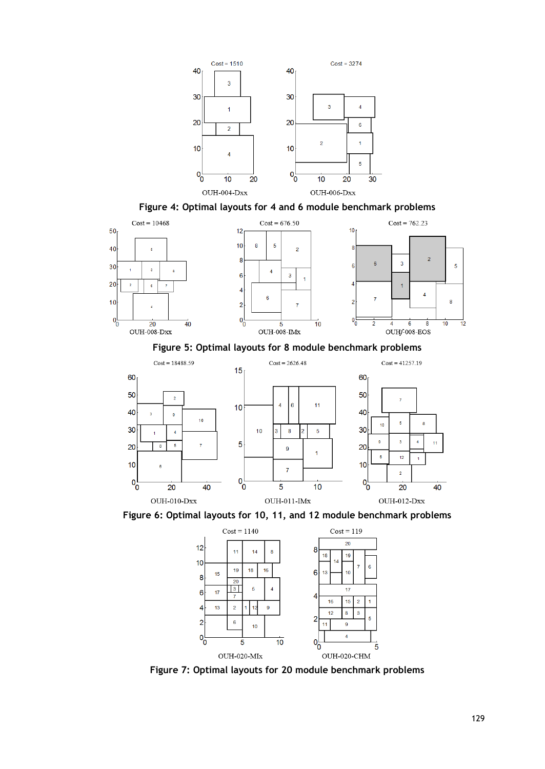**Figure 4: Optimal layouts for 4 and 6 module benchmark problems**

**Figure 5: Optimal layouts for 8 module benchmark problems**

**Figure 6: Optimal layouts for 10, 11, and 12 module benchmark problems**

**Figure 7: Optimal layouts for 20 module benchmark problems**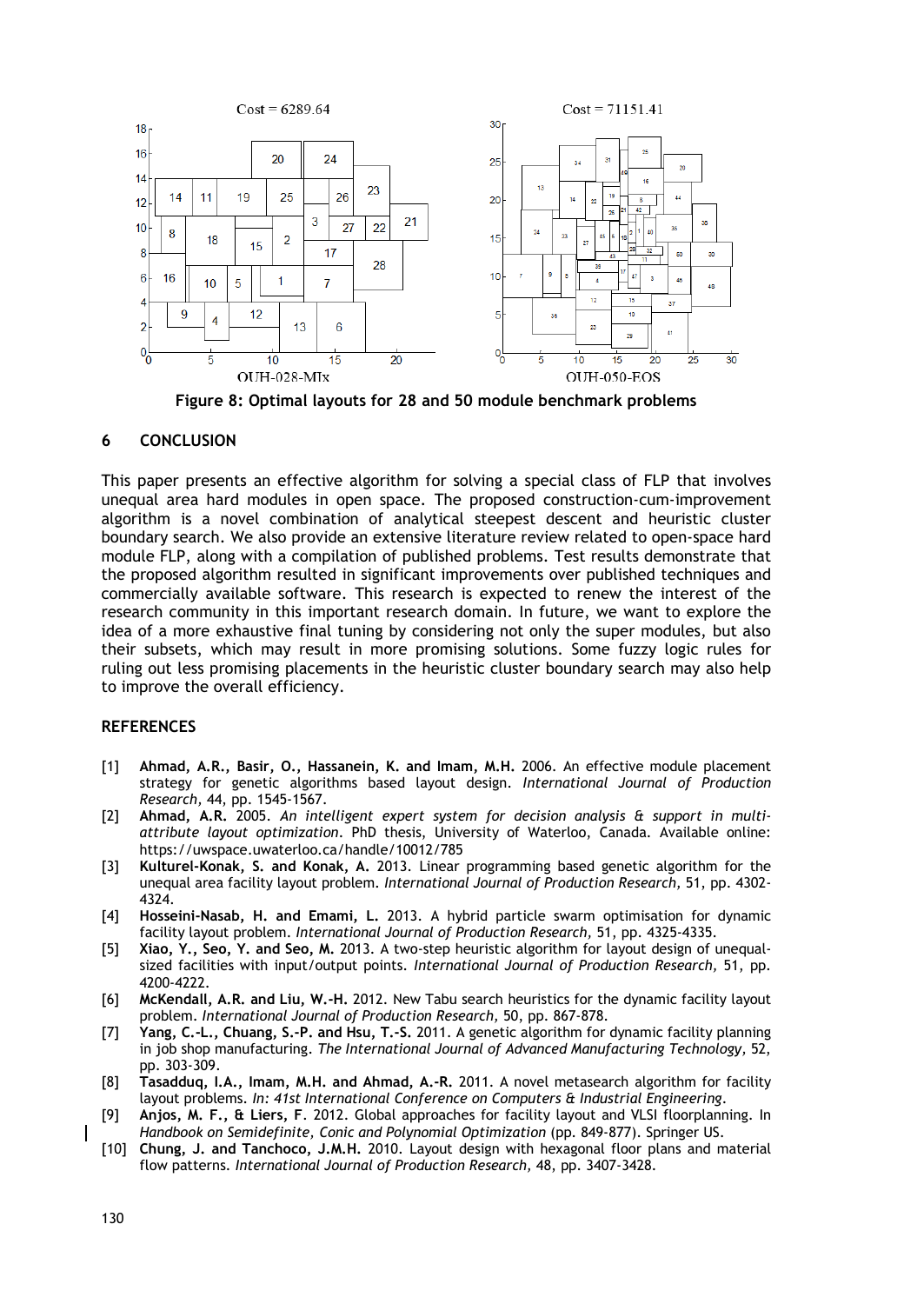Figure 8: Optimal layouts for 28 and 50 module benchmark problems

## 6 CONCLUSION

This paper presents an effective algorithm for solving a special class of FLP that involves unequal area hard modules in open space. The proposed construction-cum-improvement algorithm is a novel combination of analytical steepest descent and heuristic cluster boundary search. We also provide an extensive literature review related to open-space hard module FLP, along with a compilation of published problems. Test results demonstrate that the proposed algorithm resulted in significant improvements over published techniques and commercially available software. This research is expected to renew the interest of the research community in this important research domain. In future, we want to explore the idea of a more exhaustive final tuning by considering not only the super modules, but also their subsets, which may result in more promising solutions. Some fuzzy logic rules for ruling out less promising placements in the heuristic cluster boundary search may also help to improve the overall efficiency.

## REFERENCES

[1] **Ahmad, A.R., Basir, O., Hassanein, K. and Imam, M.H.** 2006. An effective module placement strategy for genetic algorithms based layout design. *International Journal of Production Research*, 44, pp. 1545-1567.

[2] **Ahmad, A.R.** 2005. *An intelligent expert system for decision analysis & support in multi-attribute layout optimization*. PhD thesis, University of Waterloo, Canada. Available online: https://uwspace.uwaterloo.ca/handle/10012/785

[3] **Kulturel-Konak, S. and Konak, A.** 2013. Linear programming based genetic algorithm for the unequal area facility layout problem. *International Journal of Production Research*, 51, pp. 4302-4324.

[4] **Hosseini-Nasab, H. and Emami, L.** 2013. A hybrid particle swarm optimisation for dynamic facility layout problem. *International Journal of Production Research*, 51, pp. 4325-4335.

[5] **Xiao, Y., Seo, Y. and Seo, M.** 2013. A two-step heuristic algorithm for layout design of unequal-sized facilities with input/output points. *International Journal of Production Research*, 51, pp. 4200-4222.

[6] **McKendall, A.R. and Liu, W.-H.** 2012. New Tabu search heuristics for the dynamic facility layout problem. *International Journal of Production Research*, 50, pp. 867-878.

[7] **Yang, C.-L., Chuang, S.-P. and Hsu, T.-S.** 2011. A genetic algorithm for dynamic facility planning in job shop manufacturing. *The International Journal of Advanced Manufacturing Technology*, 52, pp. 303-309.

[8] **Tasadduq, I.A., Imam, M.H. and Ahmad, A.-R.** 2011. A novel metasearch algorithm for facility layout problems. *In: 41st International Conference on Computers & Industrial Engineering*.

[9] **Anjos, M. F., & Liers, F**. 2012. Global approaches for facility layout and VLSI floorplanning. In *Handbook on Semidefinite, Conic and Polynomial Optimization* (pp. 849-877). Springer US.

[10] **Chung, J. and Tanchoco, J.M.H.** 2010. Layout design with hexagonal floor plans and material flow patterns. *International Journal of Production Research*, 48, pp. 3407-3428.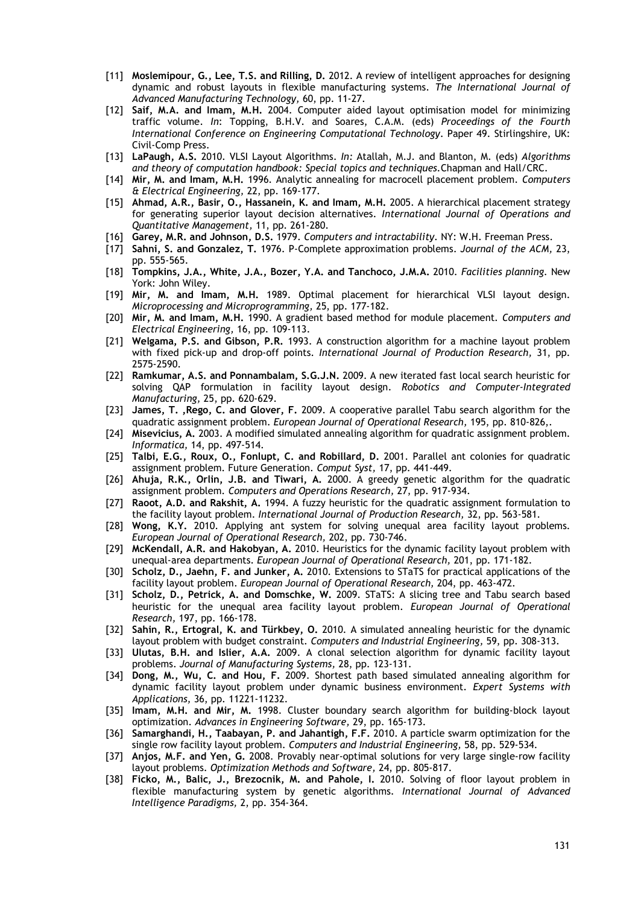[11] **Moslemipour, G., Lee, T.S. and Rilling, D.** 2012. A review of intelligent approaches for designing dynamic and robust layouts in flexible manufacturing systems. *The International Journal of Advanced Manufacturing Technology,* 60, pp. 11-27.

[12] **Saif, M.A. and Imam, M.H.** 2004. Computer aided layout optimisation model for minimizing traffic volume. *In*: Topping, B.H.V. and Soares, C.A.M. (eds) *Proceedings of the Fourth International Conference on Engineering Computational Technology*. Paper 49. Stirlingshire, UK: Civil-Comp Press.

[13] **LaPaugh, A.S.** 2010. VLSI Layout Algorithms. *In:* Atallah, M.J. and Blanton, M. (eds) *Algorithms and theory of computation handbook: Special topics and techniques.*Chapman and Hall/CRC.

[14] **Mir, M. and Imam, M.H.** 1996. Analytic annealing for macrocell placement problem. *Computers & Electrical Engineering,* 22, pp. 169-177.

[15] **Ahmad, A.R., Basir, O., Hassanein, K. and Imam, M.H.** 2005. A hierarchical placement strategy for generating superior layout decision alternatives. *International Journal of Operations and Quantitative Management,* 11, pp. 261-280.

[16] **Garey, M.R. and Johnson, D.S.** 1979. *Computers and intractability*. NY: W.H. Freeman Press.

[17] **Sahni, S. and Gonzalez, T.** 1976. P-Complete approximation problems. *Journal of the ACM,* 23, pp. 555-565.

[18] **Tompkins, J.A., White, J.A., Bozer, Y.A. and Tanchoco, J.M.A.** 2010. *Facilities planning.* New York: John Wiley.

[19] **Mir, M. and Imam, M.H.** 1989. Optimal placement for hierarchical VLSI layout design. *Microprocessing and Microprogramming,* 25, pp. 177-182.

[20] **Mir, M. and Imam, M.H.** 1990. A gradient based method for module placement. *Computers and Electrical Engineering,* 16, pp. 109-113.

[21] **Welgama, P.S. and Gibson, P.R.** 1993. A construction algorithm for a machine layout problem with fixed pick-up and drop-off points. *International Journal of Production Research,* 31, pp. 2575-2590.

[22] **Ramkumar, A.S. and Ponnambalam, S.G.J.N.** 2009. A new iterated fast local search heuristic for solving QAP formulation in facility layout design. *Robotics and Computer-Integrated Manufacturing,* 25, pp. 620-629.

[23] **James, T. ,Rego, C. and Glover, F.** 2009. A cooperative parallel Tabu search algorithm for the quadratic assignment problem. *European Journal of Operational Research,* 195, pp. 810-826,.

[24] **Misevicius, A.** 2003. A modified simulated annealing algorithm for quadratic assignment problem. *Informatica,* 14, pp. 497-514.

[25] **Talbi, E.G., Roux, O., Fonlupt, C. and Robillard, D.** 2001. Parallel ant colonies for quadratic assignment problem. Future Generation. *Comput Syst,* 17, pp. 441-449.

[26] **Ahuja, R.K., Orlin, J.B. and Tiwari, A.** 2000. A greedy genetic algorithm for the quadratic assignment problem. *Computers and Operations Research,* 27, pp. 917-934.

[27] **Raoot, A.D. and Rakshit, A.** 1994. A fuzzy heuristic for the quadratic assignment formulation to the facility layout problem. *International Journal of Production Research,* 32, pp. 563-581.

[28] **Wong, K.Y.** 2010. Applying ant system for solving unequal area facility layout problems. *European Journal of Operational Research,* 202, pp. 730-746.

[29] **McKendall, A.R. and Hakobyan, A.** 2010. Heuristics for the dynamic facility layout problem with unequal-area departments. *European Journal of Operational Research,* 201, pp. 171-182.

[30] **Scholz, D., Jaehn, F. and Junker, A.** 2010. Extensions to STaTS for practical applications of the facility layout problem. *European Journal of Operational Research,* 204, pp. 463-472.

[31] **Scholz, D., Petrick, A. and Domschke, W.** 2009. STaTS: A slicing tree and Tabu search based heuristic for the unequal area facility layout problem. *European Journal of Operational Research,* 197, pp. 166-178.

[32] **Sahin, R., Ertogral, K. and Türkbey, O.** 2010. A simulated annealing heuristic for the dynamic layout problem with budget constraint. *Computers and Industrial Engineering,* 59, pp. 308-313.

[33] **Ulutas, B.H. and Islier, A.A.** 2009. A clonal selection algorithm for dynamic facility layout problems. *Journal of Manufacturing Systems,* 28, pp. 123-131.

[34] **Dong, M., Wu, C. and Hou, F.** 2009. Shortest path based simulated annealing algorithm for dynamic facility layout problem under dynamic business environment. *Expert Systems with Applications,* 36, pp. 11221-11232.

[35] **Imam, M.H. and Mir, M.** 1998. Cluster boundary search algorithm for building-block layout optimization. *Advances in Engineering Software,* 29, pp. 165-173.

[36] **Samarghandi, H., Taabayan, P. and Jahantigh, F.F.** 2010. A particle swarm optimization for the single row facility layout problem. *Computers and Industrial Engineering,* 58, pp. 529-534.

[37] **Anjos, M.F. and Yen, G.** 2008. Provably near-optimal solutions for very large single-row facility layout problems. *Optimization Methods and Software,* 24, pp. 805-817.

[38] **Ficko, M., Balic, J., Brezocnik, M. and Pahole, I.** 2010. Solving of floor layout problem in flexible manufacturing system by genetic algorithms. *International Journal of Advanced Intelligence Paradigms,* 2, pp. 354-364.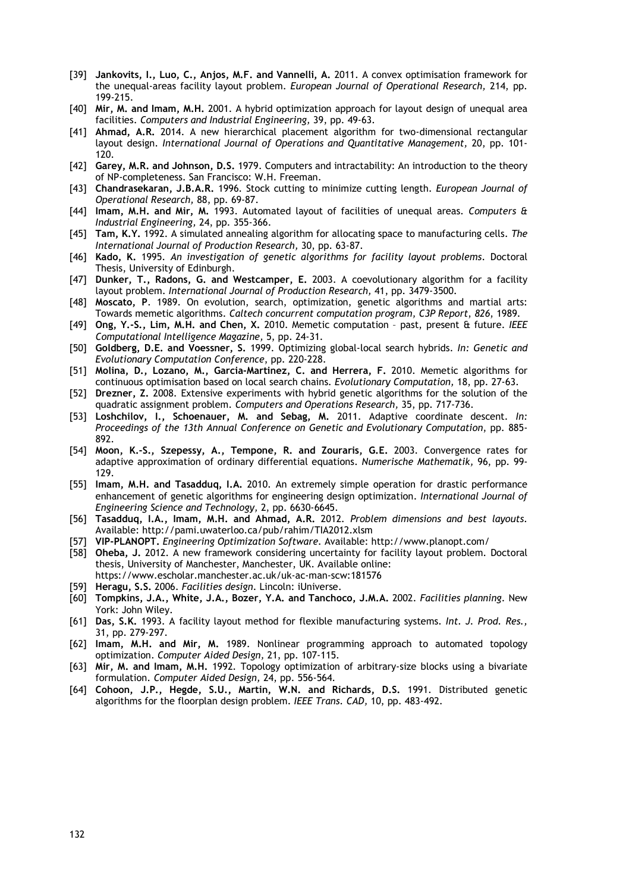[39] **Jankovits, I., Luo, C., Anjos, M.F. and Vannelli, A.** 2011. A convex optimisation framework for the unequal-areas facility layout problem. *European Journal of Operational Research*, 214, pp. 199-215.

[40] **Mir, M. and Imam, M.H.** 2001. A hybrid optimization approach for layout design of unequal area facilities. *Computers and Industrial Engineering*, 39, pp. 49-63.

[41] **Ahmad, A.R.** 2014. A new hierarchical placement algorithm for two-dimensional rectangular layout design. *International Journal of Operations and Quantitative Management*, 20, pp. 101-120.

[42] **Garey, M.R. and Johnson, D.S.** 1979. Computers and intractability: An introduction to the theory of NP-completeness. San Francisco: W.H. Freeman.

[43] **Chandrasekaran, J.B.A.R.** 1996. Stock cutting to minimize cutting length. *European Journal of Operational Research*, 88, pp. 69-87.

[44] **Imam, M.H. and Mir, M.** 1993. Automated layout of facilities of unequal areas. *Computers & Industrial Engineering*, 24, pp. 355-366.

[45] **Tam, K.Y.** 1992. A simulated annealing algorithm for allocating space to manufacturing cells. *The International Journal of Production Research*, 30, pp. 63-87.

[46] **Kado, K.** 1995. *An investigation of genetic algorithms for facility layout problems*. Doctoral Thesis, University of Edinburgh.

[47] **Dunker, T., Radons, G. and Westcamper, E.** 2003. A coevolutionary algorithm for a facility layout problem. *International Journal of Production Research*, 41, pp. 3479-3500.

[48] **Moscato, P**. 1989. On evolution, search, optimization, genetic algorithms and martial arts: Towards memetic algorithms. *Caltech concurrent computation program, C3P Report, 826*, 1989.

[49] **Ong, Y.-S., Lim, M.H. and Chen, X.** 2010. Memetic computation – past, present & future. *IEEE Computational Intelligence Magazine*, 5, pp. 24-31.

[50] **Goldberg, D.E. and Voessner, S.** 1999. Optimizing global-local search hybrids. *In: Genetic and Evolutionary Computation Conference*, pp. 220-228.

[51] **Molina, D., Lozano, M., Garcia-Martinez, C. and Herrera, F.** 2010. Memetic algorithms for continuous optimisation based on local search chains. *Evolutionary Computation*, 18, pp. 27-63.

[52] **Drezner, Z.** 2008. Extensive experiments with hybrid genetic algorithms for the solution of the quadratic assignment problem. *Computers and Operations Research*, 35, pp. 717-736.

[53] **Loshchilov, I., Schoenauer, M. and Sebag, M.** 2011. Adaptive coordinate descent. *In: Proceedings of the 13th Annual Conference on Genetic and Evolutionary Computation*, pp. 885-892.

[54] **Moon, K.-S., Szepessy, A., Tempone, R. and Zouraris, G.E.** 2003. Convergence rates for adaptive approximation of ordinary differential equations. *Numerische Mathematik*, 96, pp. 99-129.

[55] **Imam, M.H. and Tasadduq, I.A.** 2010. An extremely simple operation for drastic performance enhancement of genetic algorithms for engineering design optimization. *International Journal of Engineering Science and Technology*, 2, pp. 6630-6645.

[56] **Tasadduq, I.A., Imam, M.H. and Ahmad, A.R.** 2012. *Problem dimensions and best layouts*. Available: http://pami.uwaterloo.ca/pub/rahim/TIA2012.xlsm

[57] **VIP-PLANOPT.** *Engineering Optimization Software*. Available: http://www.planopt.com/

[58] **Oheba, J.** 2012. A new framework considering uncertainty for facility layout problem. Doctoral thesis, University of Manchester, Manchester, UK. Available online: https://www.escholar.manchester.ac.uk/uk-ac-man-scw:181576

[59] **Heragu, S.S.** 2006. *Facilities design*. Lincoln: iUniverse.

[60] **Tompkins, J.A., White, J.A., Bozer, Y.A. and Tanchoco, J.M.A.** 2002. *Facilities planning*. New York: John Wiley.

[61] **Das, S.K.** 1993. A facility layout method for flexible manufacturing systems. *Int. J. Prod. Res.*, 31, pp. 279-297.

[62] **Imam, M.H. and Mir, M.** 1989. Nonlinear programming approach to automated topology optimization. *Computer Aided Design*, 21, pp. 107-115.

[63] **Mir, M. and Imam, M.H.** 1992. Topology optimization of arbitrary-size blocks using a bivariate formulation. *Computer Aided Design*, 24, pp. 556-564.

[64] **Cohoon, J.P., Hegde, S.U., Martin, W.N. and Richards, D.S.** 1991. Distributed genetic algorithms for the floorplan design problem. *IEEE Trans. CAD*, 10, pp. 483-492.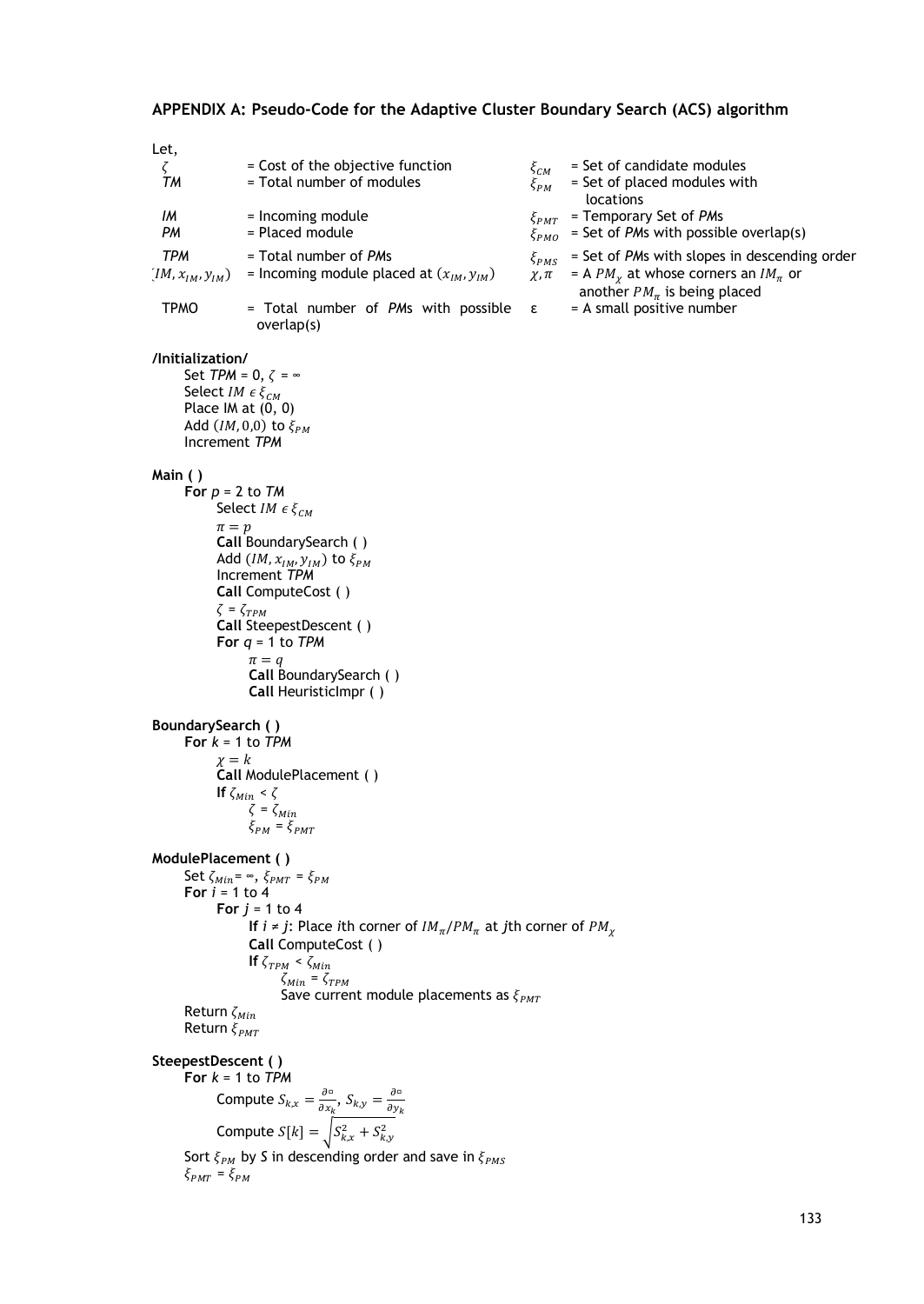## APPENDIX A: Pseudo-Code for the Adaptive Cluster Boundary Search (ACS) algorithm

Let,

| | | | |
|---|---|---|---|
| $\zeta$ | = Cost of the objective function | $\xi_{CM}$ | = Set of candidate modules |
| *TM* | = Total number of modules | $\xi_{PM}$ | = Set of placed modules with locations |
| *IM* | = Incoming module | $\xi_{PMT}$ | = Temporary Set of *PM*s |
| *PM* | = Placed module | $\xi_{PMO}$ | = Set of *PM*s with possible overlap(s) |
| *TPM* | = Total number of *PM*s | $\xi_{PMS}$ | = Set of *PM*s with slopes in descending order |
| $(IM, x_{IM}, y_{IM})$ | = Incoming module placed at $(x_{IM}, y_{IM})$ | $\chi, \pi$ | = A $PM_\chi$ at whose corners an $IM_\pi$ or another $PM_\pi$ is being placed |
| TPMO | = Total number of *PM*s with possible overlap(s) | ε | = A small positive number |

**/Initialization/**

```
Set TPM = 0, ζ = ∞
Select IM ∈ ξ_CM
Place IM at (0, 0)
Add (IM, 0,0) to ξ_PM
Increment TPM
```

**Main ( )**

```
For p = 2 to TM
    Select IM ∈ ξ_CM
    π = p
    Call BoundarySearch ( )
    Add (IM, x_IM, y_IM) to ξ_PM
    Increment TPM
    Call ComputeCost ( )
    ζ = ζ_TPM
    Call SteepestDescent ( )
    For q = 1 to TPM
        π = q
        Call BoundarySearch ( )
        Call HeuristicImpr ( )
```

**BoundarySearch ( )**

```
For k = 1 to TPM
    χ = k
    Call ModulePlacement ( )
    If ζ_Min < ζ
        ζ = ζ_Min
        ξ_PM = ξ_PMT
```

**ModulePlacement ( )**

```
Set ζ_Min = ∞, ξ_PMT = ξ_PM
For i = 1 to 4
    For j = 1 to 4
        If i ≠ j: Place ith corner of IM_π/PM_π at jth corner of PM_χ
        Call ComputeCost ( )
        If ζ_TPM < ζ_Min
            ζ_Min = ζ_TPM
            Save current module placements as ξ_PMT
Return ζ_Min
Return ξ_PMT
```

**SteepestDescent ( )**

For $k$ = 1 to *TPM*

Compute $S_{k,x} = \frac{\partial \zeta}{\partial x_k}$, $S_{k,y} = \frac{\partial \zeta}{\partial y_k}$

Compute $S[k] = \sqrt{S_{k,x}^2 + S_{k,y}^2}$

Sort $\xi_{PM}$ by *S* in descending order and save in $\xi_{PMS}$

$\xi_{PMT} = \xi_{PM}$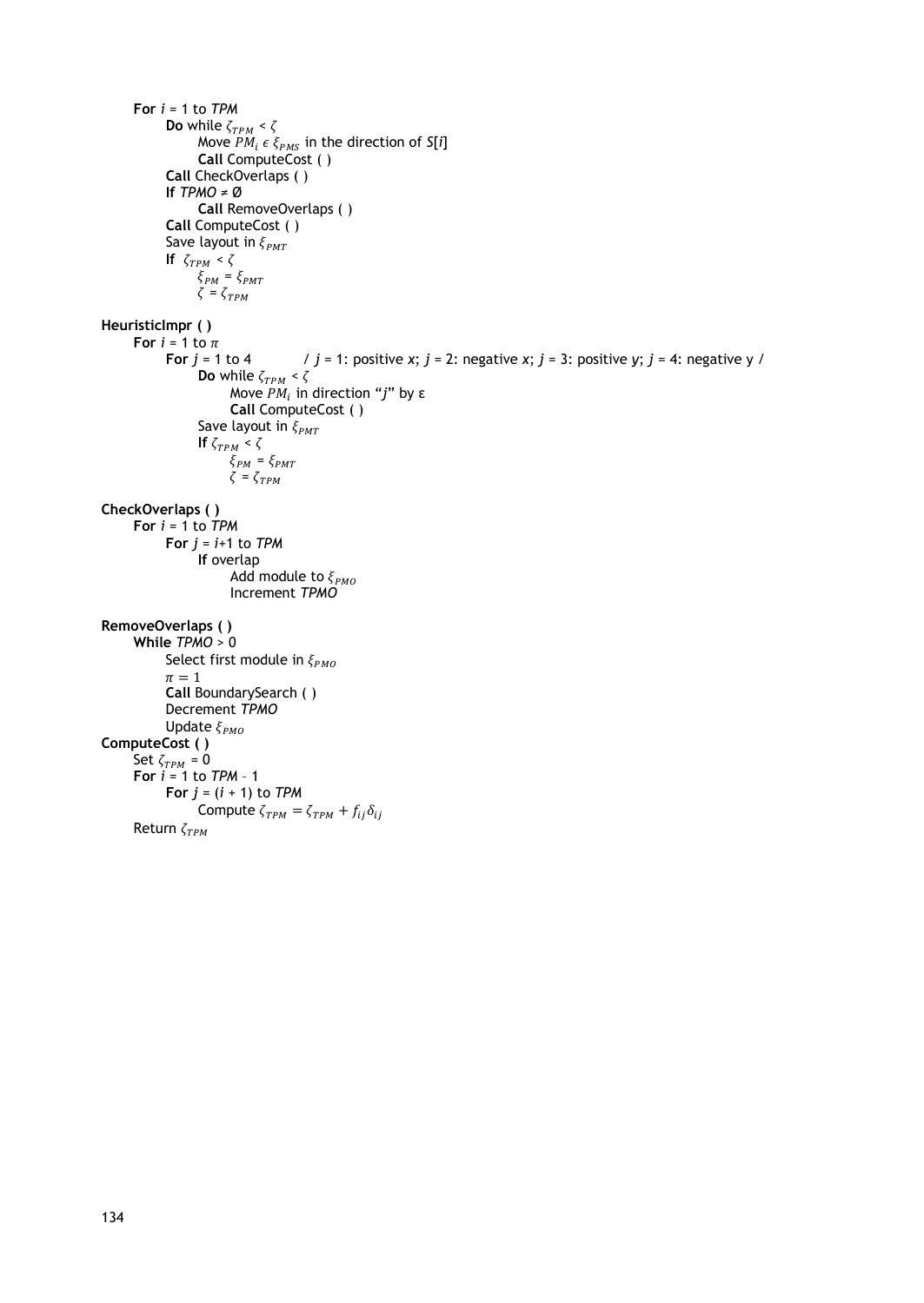**For** *i* = 1 to *TPM*
  **Do** while $\zeta_{TPM} < \zeta$
    Move $PM_i \in \xi_{PMS}$ in the direction of *S*[*i*]
    **Call** ComputeCost ( )
  **Call** CheckOverlaps ( )
  **If** *TPMO* ≠ Ø
    **Call** RemoveOverlaps ( )
  **Call** ComputeCost ( )
  Save layout in $\xi_{PMT}$
  **If** $\zeta_{TPM} < \zeta$
    $\xi_{PM} = \xi_{PMT}$
    $\zeta = \zeta_{TPM}$

**HeuristicImpr ( )**
 **For** *i* = 1 to $\pi$
  **For** *j* = 1 to 4  / *j* = 1: positive *x*; *j* = 2: negative *x*; *j* = 3: positive *y*; *j* = 4: negative y /
    **Do** while $\zeta_{TPM} < \zeta$
      Move $PM_i$ in direction "*j*" by ε
      **Call** ComputeCost ( )
    Save layout in $\xi_{PMT}$
    **If** $\zeta_{TPM} < \zeta$
      $\xi_{PM} = \xi_{PMT}$
      $\zeta = \zeta_{TPM}$

**CheckOverlaps ( )**
 **For** *i* = 1 to *TPM*
  **For** *j* = *i*+1 to *TPM*
    **If** overlap
      Add module to $\xi_{PMO}$
      Increment *TPMO*

**RemoveOverlaps ( )**
 **While** *TPMO* > 0
  Select first module in $\xi_{PMO}$
  $\pi = 1$
  **Call** BoundarySearch ( )
  Decrement *TPMO*
  Update $\xi_{PMO}$

**ComputeCost ( )**
 Set $\zeta_{TPM} = 0$
 **For** *i* = 1 to *TPM* – 1
  **For** *j* = (*i* + 1) to *TPM*
    Compute $\zeta_{TPM} = \zeta_{TPM} + f_{ij}\delta_{ij}$
 Return $\zeta_{TPM}$